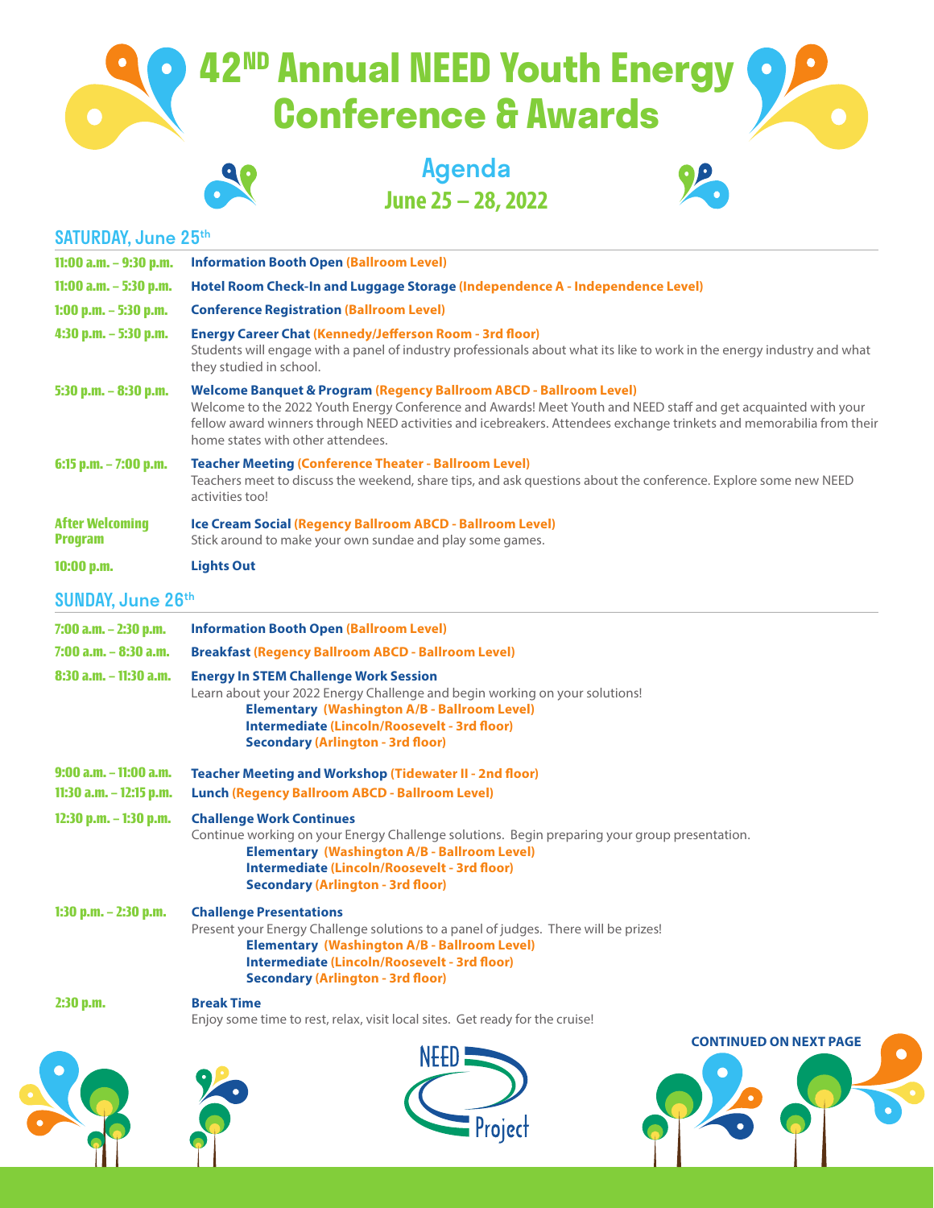# 42[ND] Annual NEED Youth Energy Conference & Awards

## Agenda
**June 25 – 28, 2022**

### SATURDAY, June 25th

**11:00 a.m. – 9:30 p.m.** — **Information Booth Open** (Ballroom Level)

**11:00 a.m. – 5:30 p.m.** — **Hotel Room Check-In and Luggage Storage** (Independence A - Independence Level)

**1:00 p.m. – 5:30 p.m.** — **Conference Registration** (Ballroom Level)

**4:30 p.m. – 5:30 p.m.** — **Energy Career Chat** (Kennedy/Jefferson Room - 3rd floor)
Students will engage with a panel of industry professionals about what its like to work in the energy industry and what they studied in school.

**5:30 p.m. – 8:30 p.m.** — **Welcome Banquet & Program** (Regency Ballroom ABCD - Ballroom Level)
Welcome to the 2022 Youth Energy Conference and Awards! Meet Youth and NEED staff and get acquainted with your fellow award winners through NEED activities and icebreakers. Attendees exchange trinkets and memorabilia from their home states with other attendees.

**6:15 p.m. – 7:00 p.m.** — **Teacher Meeting** (Conference Theater - Ballroom Level)
Teachers meet to discuss the weekend, share tips, and ask questions about the conference. Explore some new NEED activities too!

**After Welcoming Program** — **Ice Cream Social** (Regency Ballroom ABCD - Ballroom Level)
Stick around to make your own sundae and play some games.

**10:00 p.m.** — **Lights Out**

### SUNDAY, June 26th

**7:00 a.m. – 2:30 p.m.** — **Information Booth Open** (Ballroom Level)

**7:00 a.m. – 8:30 a.m.** — **Breakfast** (Regency Ballroom ABCD - Ballroom Level)

**8:30 a.m. – 11:30 a.m.** — **Energy In STEM Challenge Work Session**
Learn about your 2022 Energy Challenge and begin working on your solutions!
- **Elementary** (Washington A/B - Ballroom Level)
- **Intermediate** (Lincoln/Roosevelt - 3rd floor)
- **Secondary** (Arlington - 3rd floor)

**9:00 a.m. – 11:00 a.m.** — **Teacher Meeting and Workshop** (Tidewater II - 2nd floor)

**11:30 a.m. – 12:15 p.m.** — **Lunch** (Regency Ballroom ABCD - Ballroom Level)

**12:30 p.m. – 1:30 p.m.** — **Challenge Work Continues**
Continue working on your Energy Challenge solutions. Begin preparing your group presentation.
- **Elementary** (Washington A/B - Ballroom Level)
- **Intermediate** (Lincoln/Roosevelt - 3rd floor)
- **Secondary** (Arlington - 3rd floor)

**1:30 p.m. – 2:30 p.m.** — **Challenge Presentations**
Present your Energy Challenge solutions to a panel of judges. There will be prizes!
- **Elementary** (Washington A/B - Ballroom Level)
- **Intermediate** (Lincoln/Roosevelt - 3rd floor)
- **Secondary** (Arlington - 3rd floor)

**2:30 p.m.** — **Break Time**
Enjoy some time to rest, relax, visit local sites. Get ready for the cruise!

**CONTINUED ON NEXT PAGE**

NEED Project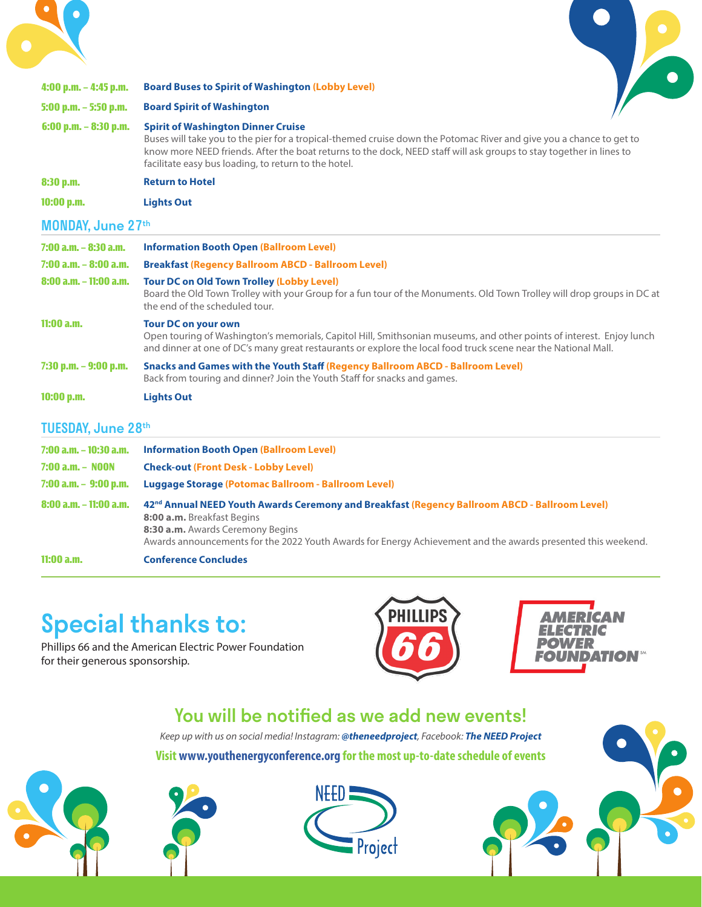| | |
|---|---|
| 4:00 p.m. – 4:45 p.m. | **Board Buses to Spirit of Washington** (Lobby Level) |
| 5:00 p.m. – 5:50 p.m. | **Board Spirit of Washington** |
| 6:00 p.m. – 8:30 p.m. | **Spirit of Washington Dinner Cruise**<br>Buses will take you to the pier for a tropical-themed cruise down the Potomac River and give you a chance to get to know more NEED friends. After the boat returns to the dock, NEED staff will ask groups to stay together in lines to facilitate easy bus loading, to return to the hotel. |
| 8:30 p.m. | **Return to Hotel** |
| 10:00 p.m. | **Lights Out** |

## MONDAY, June 27th

| | |
|---|---|
| 7:00 a.m. – 8:30 a.m. | **Information Booth Open** (Ballroom Level) |
| 7:00 a.m. – 8:00 a.m. | **Breakfast** (Regency Ballroom ABCD - Ballroom Level) |
| 8:00 a.m. – 11:00 a.m. | **Tour DC on Old Town Trolley** (Lobby Level)<br>Board the Old Town Trolley with your Group for a fun tour of the Monuments. Old Town Trolley will drop groups in DC at the end of the scheduled tour. |
| 11:00 a.m. | **Tour DC on your own**<br>Open touring of Washington's memorials, Capitol Hill, Smithsonian museums, and other points of interest. Enjoy lunch and dinner at one of DC's many great restaurants or explore the local food truck scene near the National Mall. |
| 7:30 p.m. – 9:00 p.m. | **Snacks and Games with the Youth Staff** (Regency Ballroom ABCD - Ballroom Level)<br>Back from touring and dinner? Join the Youth Staff for snacks and games. |
| 10:00 p.m. | **Lights Out** |

## TUESDAY, June 28th

| | |
|---|---|
| 7:00 a.m. – 10:30 a.m. | **Information Booth Open** (Ballroom Level) |
| 7:00 a.m. – NOON | **Check-out** (Front Desk - Lobby Level) |
| 7:00 a.m. – 9:00 p.m. | **Luggage Storage** (Potomac Ballroom - Ballroom Level) |
| 8:00 a.m. – 11:00 a.m. | **42nd Annual NEED Youth Awards Ceremony and Breakfast** (Regency Ballroom ABCD - Ballroom Level)<br>**8:00 a.m.** Breakfast Begins<br>**8:30 a.m.** Awards Ceremony Begins<br>Awards announcements for the 2022 Youth Awards for Energy Achievement and the awards presented this weekend. |
| 11:00 a.m. | **Conference Concludes** |

# Special thanks to:

Phillips 66 and the American Electric Power Foundation for their generous sponsorship.

PHILLIPS 66

AMERICAN ELECTRIC POWER FOUNDATION

## You will be notified as we add new events!

*Keep up with us on social media! Instagram:* ***@theneedproject****, Facebook:* ***The NEED Project***

**Visit www.youthenergyconference.org for the most up-to-date schedule of events**

NEED Project